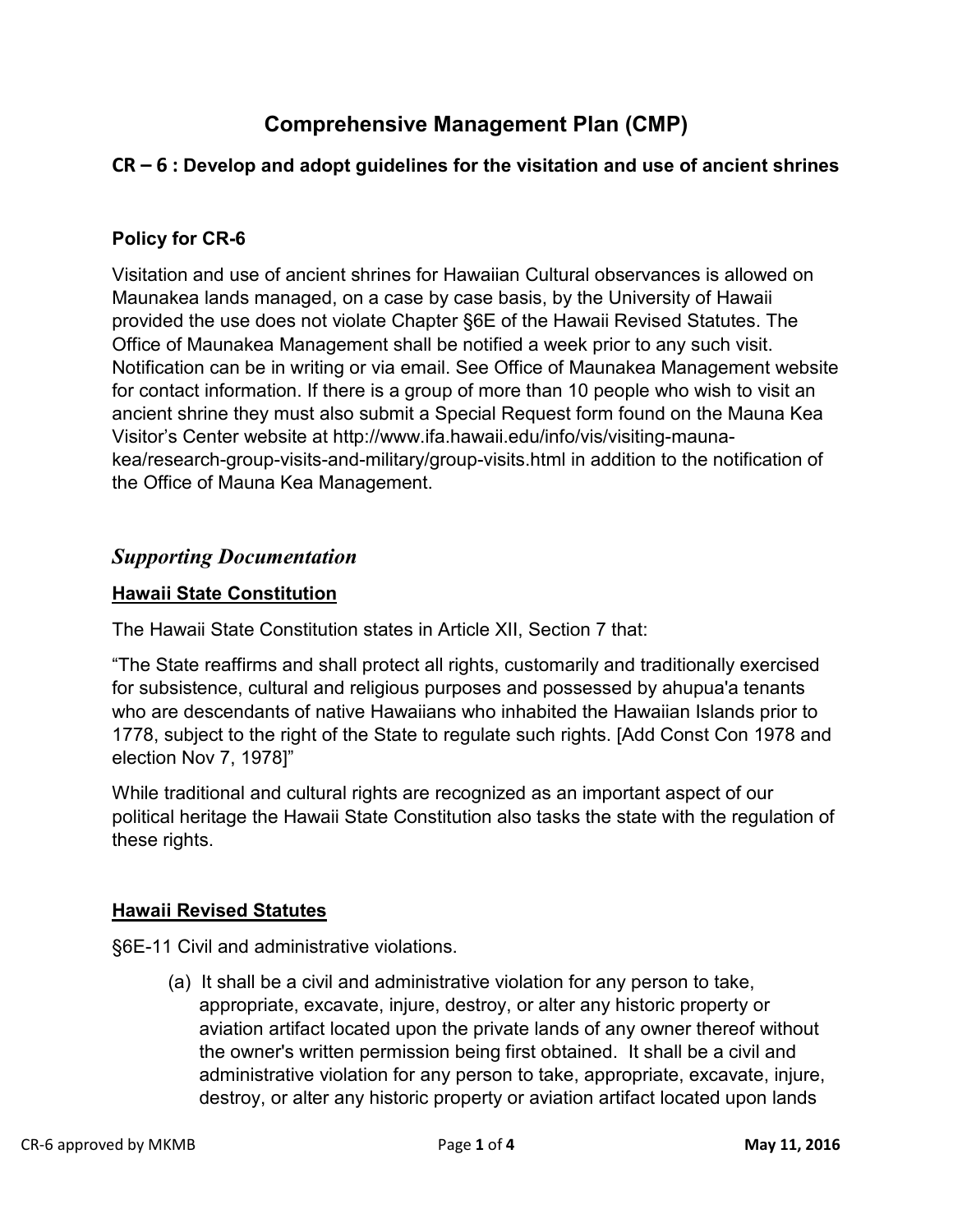# Comprehensive Management Plan (CMP)

## CR – 6 : Develop and adopt guidelines for the visitation and use of ancient shrines

### Policy for CR-6

Visitation and use of ancient shrines for Hawaiian Cultural observances is allowed on Maunakea lands managed, on a case by case basis, by the University of Hawaii provided the use does not violate Chapter §6E of the Hawaii Revised Statutes. The Office of Maunakea Management shall be notified a week prior to any such visit. Notification can be in writing or via email. See Office of Maunakea Management website for contact information. If there is a group of more than 10 people who wish to visit an ancient shrine they must also submit a Special Request form found on the Mauna Kea Visitor's Center website at http://www.ifa.hawaii.edu/info/vis/visiting-mauna-kea/research-group-visits-and-military/group-visits.html in addition to the notification of the Office of Mauna Kea Management.

## *Supporting Documentation*

### Hawaii State Constitution

The Hawaii State Constitution states in Article XII, Section 7 that:

"The State reaffirms and shall protect all rights, customarily and traditionally exercised for subsistence, cultural and religious purposes and possessed by ahupua'a tenants who are descendants of native Hawaiians who inhabited the Hawaiian Islands prior to 1778, subject to the right of the State to regulate such rights. [Add Const Con 1978 and election Nov 7, 1978]"

While traditional and cultural rights are recognized as an important aspect of our political heritage the Hawaii State Constitution also tasks the state with the regulation of these rights.

### Hawaii Revised Statutes

§6E-11 Civil and administrative violations.

(a) It shall be a civil and administrative violation for any person to take, appropriate, excavate, injure, destroy, or alter any historic property or aviation artifact located upon the private lands of any owner thereof without the owner's written permission being first obtained. It shall be a civil and administrative violation for any person to take, appropriate, excavate, injure, destroy, or alter any historic property or aviation artifact located upon lands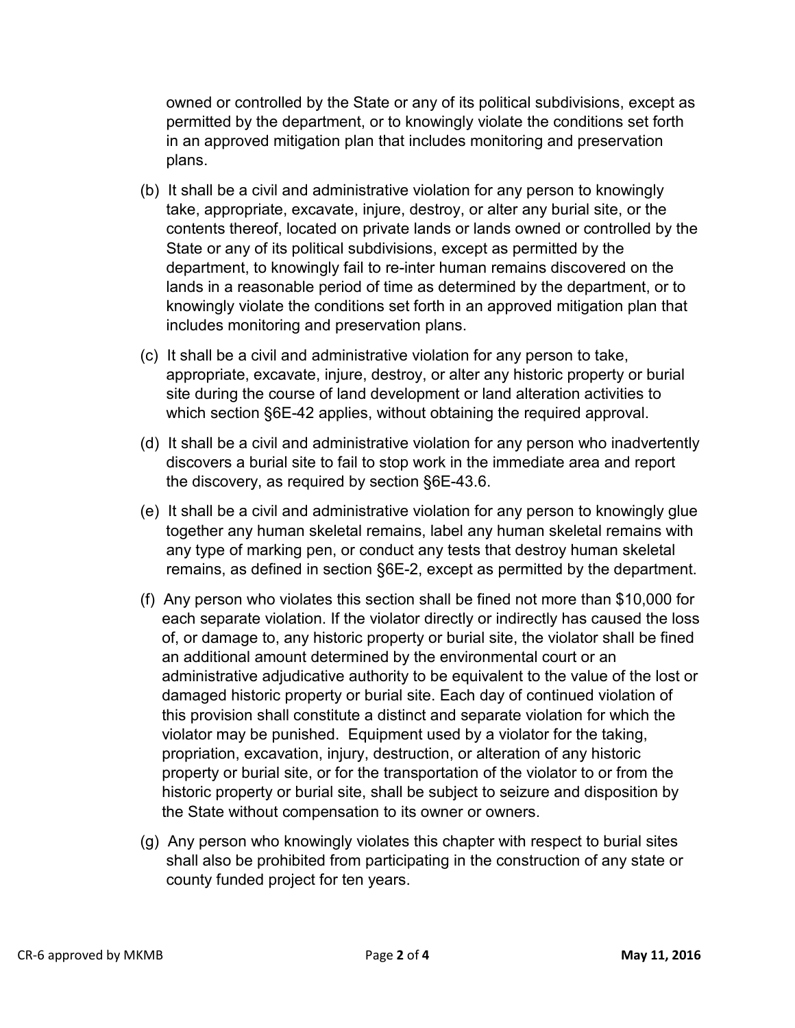owned or controlled by the State or any of its political subdivisions, except as permitted by the department, or to knowingly violate the conditions set forth in an approved mitigation plan that includes monitoring and preservation plans.

(b) It shall be a civil and administrative violation for any person to knowingly take, appropriate, excavate, injure, destroy, or alter any burial site, or the contents thereof, located on private lands or lands owned or controlled by the State or any of its political subdivisions, except as permitted by the department, to knowingly fail to re-inter human remains discovered on the lands in a reasonable period of time as determined by the department, or to knowingly violate the conditions set forth in an approved mitigation plan that includes monitoring and preservation plans.

(c) It shall be a civil and administrative violation for any person to take, appropriate, excavate, injure, destroy, or alter any historic property or burial site during the course of land development or land alteration activities to which section §6E-42 applies, without obtaining the required approval.

(d) It shall be a civil and administrative violation for any person who inadvertently discovers a burial site to fail to stop work in the immediate area and report the discovery, as required by section §6E-43.6.

(e) It shall be a civil and administrative violation for any person to knowingly glue together any human skeletal remains, label any human skeletal remains with any type of marking pen, or conduct any tests that destroy human skeletal remains, as defined in section §6E-2, except as permitted by the department.

(f) Any person who violates this section shall be fined not more than $10,000 for each separate violation. If the violator directly or indirectly has caused the loss of, or damage to, any historic property or burial site, the violator shall be fined an additional amount determined by the environmental court or an administrative adjudicative authority to be equivalent to the value of the lost or damaged historic property or burial site. Each day of continued violation of this provision shall constitute a distinct and separate violation for which the violator may be punished. Equipment used by a violator for the taking, propriation, excavation, injury, destruction, or alteration of any historic property or burial site, or for the transportation of the violator to or from the historic property or burial site, shall be subject to seizure and disposition by the State without compensation to its owner or owners.

(g) Any person who knowingly violates this chapter with respect to burial sites shall also be prohibited from participating in the construction of any state or county funded project for ten years.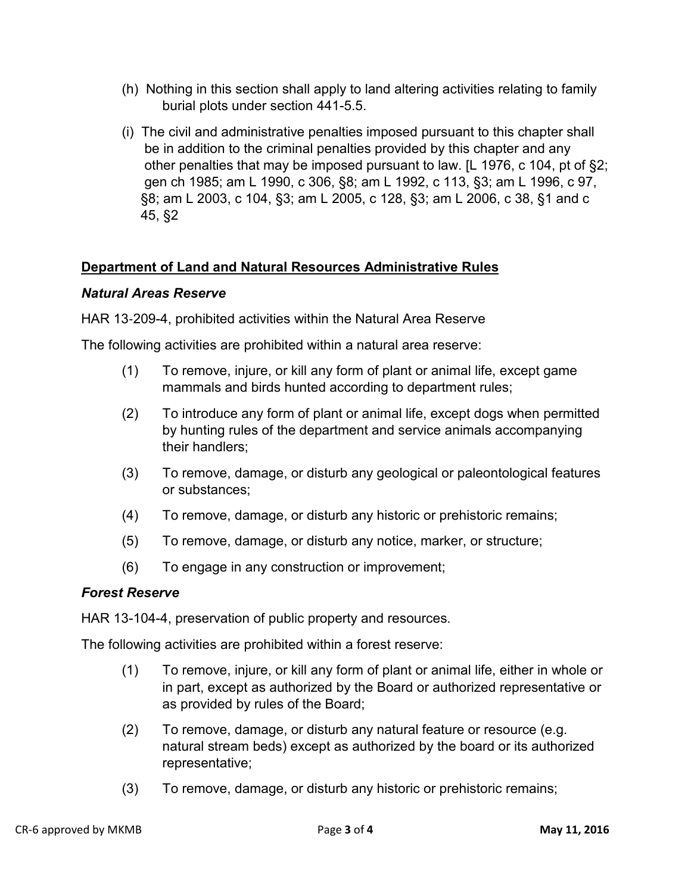(h) Nothing in this section shall apply to land altering activities relating to family burial plots under section 441-5.5.

(i) The civil and administrative penalties imposed pursuant to this chapter shall be in addition to the criminal penalties provided by this chapter and any other penalties that may be imposed pursuant to law. [L 1976, c 104, pt of §2; gen ch 1985; am L 1990, c 306, §8; am L 1992, c 113, §3; am L 1996, c 97, §8; am L 2003, c 104, §3; am L 2005, c 128, §3; am L 2006, c 38, §1 and c 45, §2

**Department of Land and Natural Resources Administrative Rules**

***Natural Areas Reserve***

HAR 13-209-4, prohibited activities within the Natural Area Reserve

The following activities are prohibited within a natural area reserve:

(1) To remove, injure, or kill any form of plant or animal life, except game mammals and birds hunted according to department rules;

(2) To introduce any form of plant or animal life, except dogs when permitted by hunting rules of the department and service animals accompanying their handlers;

(3) To remove, damage, or disturb any geological or paleontological features or substances;

(4) To remove, damage, or disturb any historic or prehistoric remains;

(5) To remove, damage, or disturb any notice, marker, or structure;

(6) To engage in any construction or improvement;

***Forest Reserve***

HAR 13-104-4, preservation of public property and resources.

The following activities are prohibited within a forest reserve:

(1) To remove, injure, or kill any form of plant or animal life, either in whole or in part, except as authorized by the Board or authorized representative or as provided by rules of the Board;

(2) To remove, damage, or disturb any natural feature or resource (e.g. natural stream beds) except as authorized by the board or its authorized representative;

(3) To remove, damage, or disturb any historic or prehistoric remains;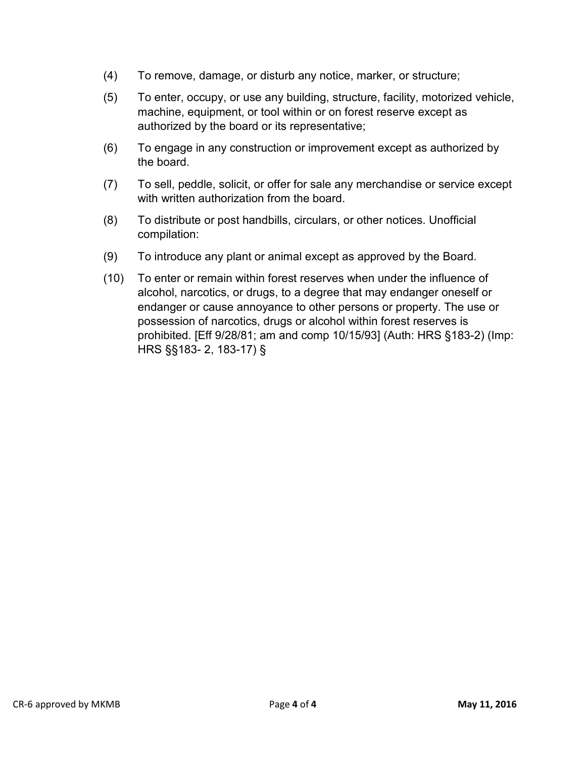(4) To remove, damage, or disturb any notice, marker, or structure;

(5) To enter, occupy, or use any building, structure, facility, motorized vehicle, machine, equipment, or tool within or on forest reserve except as authorized by the board or its representative;

(6) To engage in any construction or improvement except as authorized by the board.

(7) To sell, peddle, solicit, or offer for sale any merchandise or service except with written authorization from the board.

(8) To distribute or post handbills, circulars, or other notices. Unofficial compilation:

(9) To introduce any plant or animal except as approved by the Board.

(10) To enter or remain within forest reserves when under the influence of alcohol, narcotics, or drugs, to a degree that may endanger oneself or endanger or cause annoyance to other persons or property. The use or possession of narcotics, drugs or alcohol within forest reserves is prohibited. [Eff 9/28/81; am and comp 10/15/93] (Auth: HRS §183-2) (Imp: HRS §§183- 2, 183-17) §